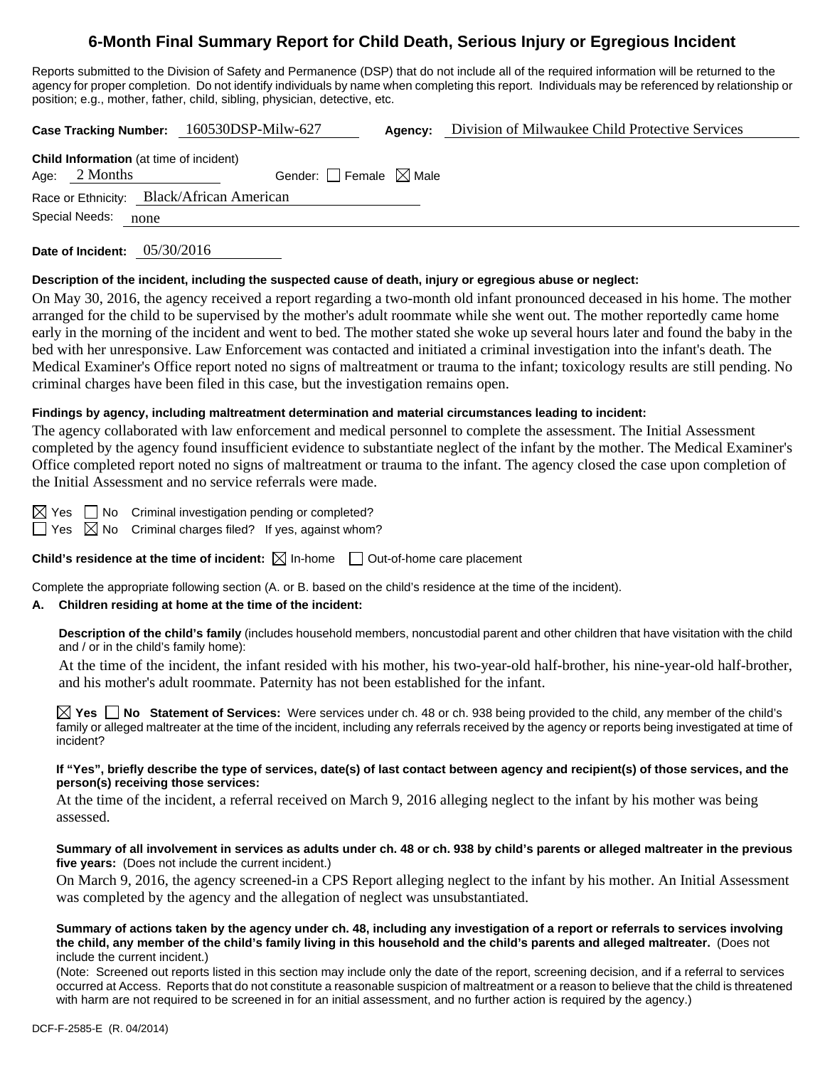# 6-Month Final Summary Report for Child Death, Serious Injury or Egregious Incident

Reports submitted to the Division of Safety and Permanence (DSP) that do not include all of the required information will be returned to the agency for proper completion. Do not identify individuals by name when completing this report. Individuals may be referenced by relationship or position; e.g., mother, father, child, sibling, physician, detective, etc.

**Case Tracking Number:** 160530DSP-Milw-627 **Agency:** Division of Milwaukee Child Protective Services

**Child Information** (at time of incident)
Age: 2 Months Gender: ☐ Female ☒ Male
Race or Ethnicity: Black/African American
Special Needs: none

**Date of Incident:** 05/30/2016

**Description of the incident, including the suspected cause of death, injury or egregious abuse or neglect:**

On May 30, 2016, the agency received a report regarding a two-month old infant pronounced deceased in his home. The mother arranged for the child to be supervised by the mother's adult roommate while she went out. The mother reportedly came home early in the morning of the incident and went to bed. The mother stated she woke up several hours later and found the baby in the bed with her unresponsive. Law Enforcement was contacted and initiated a criminal investigation into the infant's death. The Medical Examiner's Office report noted no signs of maltreatment or trauma to the infant; toxicology results are still pending. No criminal charges have been filed in this case, but the investigation remains open.

**Findings by agency, including maltreatment determination and material circumstances leading to incident:**

The agency collaborated with law enforcement and medical personnel to complete the assessment. The Initial Assessment completed by the agency found insufficient evidence to substantiate neglect of the infant by the mother. The Medical Examiner's Office completed report noted no signs of maltreatment or trauma to the infant. The agency closed the case upon completion of the Initial Assessment and no service referrals were made.

☒ Yes ☐ No Criminal investigation pending or completed?
☐ Yes ☒ No Criminal charges filed? If yes, against whom?

**Child's residence at the time of incident:** ☒ In-home ☐ Out-of-home care placement

Complete the appropriate following section (A. or B. based on the child's residence at the time of the incident).

**A. Children residing at home at the time of the incident:**

**Description of the child's family** (includes household members, noncustodial parent and other children that have visitation with the child and / or in the child's family home):

At the time of the incident, the infant resided with his mother, his two-year-old half-brother, his nine-year-old half-brother, and his mother's adult roommate. Paternity has not been established for the infant.

☒ **Yes** ☐ **No Statement of Services:** Were services under ch. 48 or ch. 938 being provided to the child, any member of the child's family or alleged maltreater at the time of the incident, including any referrals received by the agency or reports being investigated at time of incident?

**If "Yes", briefly describe the type of services, date(s) of last contact between agency and recipient(s) of those services, and the person(s) receiving those services:**

At the time of the incident, a referral received on March 9, 2016 alleging neglect to the infant by his mother was being assessed.

**Summary of all involvement in services as adults under ch. 48 or ch. 938 by child's parents or alleged maltreater in the previous five years:** (Does not include the current incident.)

On March 9, 2016, the agency screened-in a CPS Report alleging neglect to the infant by his mother. An Initial Assessment was completed by the agency and the allegation of neglect was unsubstantiated.

**Summary of actions taken by the agency under ch. 48, including any investigation of a report or referrals to services involving the child, any member of the child's family living in this household and the child's parents and alleged maltreater.** (Does not include the current incident.)

(Note: Screened out reports listed in this section may include only the date of the report, screening decision, and if a referral to services occurred at Access. Reports that do not constitute a reasonable suspicion of maltreatment or a reason to believe that the child is threatened with harm are not required to be screened in for an initial assessment, and no further action is required by the agency.)

DCF-F-2585-E (R. 04/2014)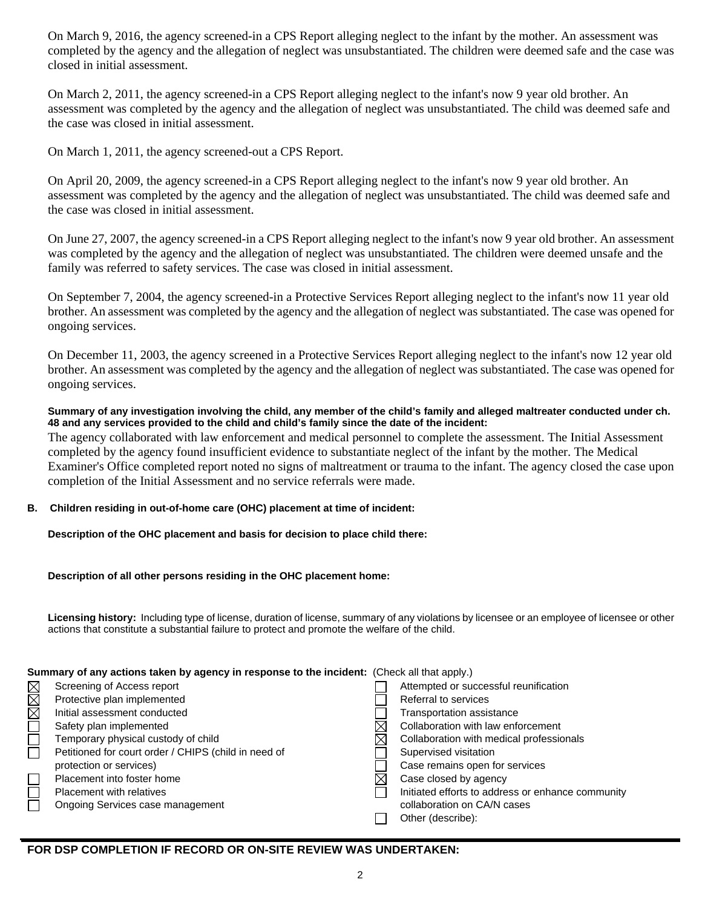On March 9, 2016, the agency screened-in a CPS Report alleging neglect to the infant by the mother. An assessment was completed by the agency and the allegation of neglect was unsubstantiated. The children were deemed safe and the case was closed in initial assessment.

On March 2, 2011, the agency screened-in a CPS Report alleging neglect to the infant's now 9 year old brother. An assessment was completed by the agency and the allegation of neglect was unsubstantiated. The child was deemed safe and the case was closed in initial assessment.

On March 1, 2011, the agency screened-out a CPS Report.

On April 20, 2009, the agency screened-in a CPS Report alleging neglect to the infant's now 9 year old brother. An assessment was completed by the agency and the allegation of neglect was unsubstantiated. The child was deemed safe and the case was closed in initial assessment.

On June 27, 2007, the agency screened-in a CPS Report alleging neglect to the infant's now 9 year old brother. An assessment was completed by the agency and the allegation of neglect was unsubstantiated. The children were deemed unsafe and the family was referred to safety services. The case was closed in initial assessment.

On September 7, 2004, the agency screened-in a Protective Services Report alleging neglect to the infant's now 11 year old brother. An assessment was completed by the agency and the allegation of neglect was substantiated. The case was opened for ongoing services.

On December 11, 2003, the agency screened in a Protective Services Report alleging neglect to the infant's now 12 year old brother. An assessment was completed by the agency and the allegation of neglect was substantiated. The case was opened for ongoing services.

**Summary of any investigation involving the child, any member of the child's family and alleged maltreater conducted under ch. 48 and any services provided to the child and child's family since the date of the incident:**

The agency collaborated with law enforcement and medical personnel to complete the assessment. The Initial Assessment completed by the agency found insufficient evidence to substantiate neglect of the infant by the mother. The Medical Examiner's Office completed report noted no signs of maltreatment or trauma to the infant. The agency closed the case upon completion of the Initial Assessment and no service referrals were made.

**B. Children residing in out-of-home care (OHC) placement at time of incident:**

**Description of the OHC placement and basis for decision to place child there:**

**Description of all other persons residing in the OHC placement home:**

**Licensing history:** Including type of license, duration of license, summary of any violations by licensee or an employee of licensee or other actions that constitute a substantial failure to protect and promote the welfare of the child.

**Summary of any actions taken by agency in response to the incident:** (Check all that apply.)

- [x] Screening of Access report
- [x] Protective plan implemented
- [x] Initial assessment conducted
- [ ] Safety plan implemented
- [ ] Temporary physical custody of child
- [ ] Petitioned for court order / CHIPS (child in need of protection or services)
- [ ] Placement into foster home
- [ ] Placement with relatives
- [ ] Ongoing Services case management
- [ ] Attempted or successful reunification
- [ ] Referral to services
- [ ] Transportation assistance
- [x] Collaboration with law enforcement
- [x] Collaboration with medical professionals
- [ ] Supervised visitation
- [ ] Case remains open for services
- [x] Case closed by agency
- [ ] Initiated efforts to address or enhance community collaboration on CA/N cases
- [ ] Other (describe):

**FOR DSP COMPLETION IF RECORD OR ON-SITE REVIEW WAS UNDERTAKEN:**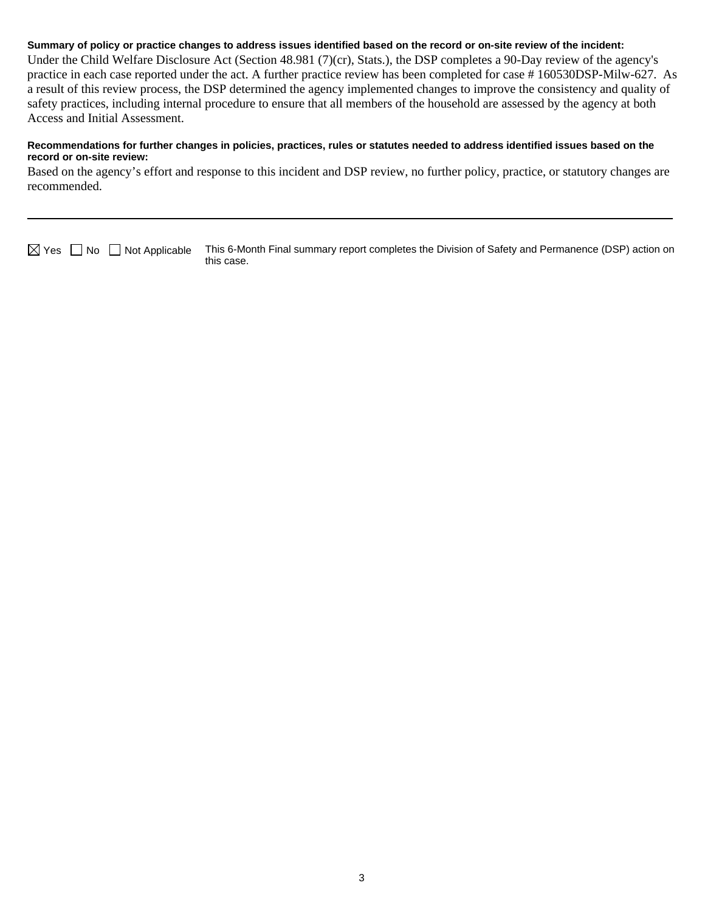**Summary of policy or practice changes to address issues identified based on the record or on-site review of the incident:**

Under the Child Welfare Disclosure Act (Section 48.981 (7)(cr), Stats.), the DSP completes a 90-Day review of the agency's practice in each case reported under the act. A further practice review has been completed for case # 160530DSP-Milw-627. As a result of this review process, the DSP determined the agency implemented changes to improve the consistency and quality of safety practices, including internal procedure to ensure that all members of the household are assessed by the agency at both Access and Initial Assessment.

**Recommendations for further changes in policies, practices, rules or statutes needed to address identified issues based on the record or on-site review:**

Based on the agency's effort and response to this incident and DSP review, no further policy, practice, or statutory changes are recommended.

---

☒ Yes ☐ No ☐ Not Applicable This 6-Month Final summary report completes the Division of Safety and Permanence (DSP) action on this case.